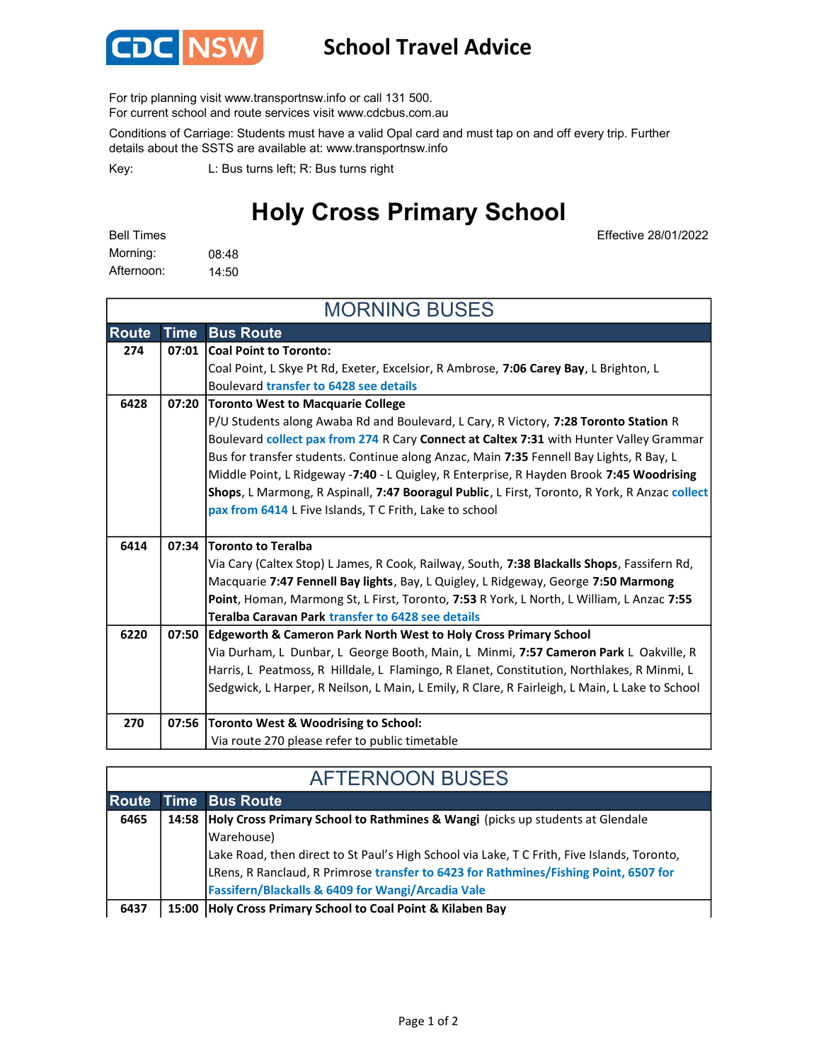**CDC NSW** School Travel Advice

For trip planning visit www.transportnsw.info or call 131 500.
For current school and route services visit www.cdcbus.com.au

Conditions of Carriage: Students must have a valid Opal card and must tap on and off every trip. Further details about the SSTS are available at: www.transportnsw.info

Key: L: Bus turns left; R: Bus turns right

# Holy Cross Primary School

Bell Times

Morning: 08:48

Afternoon: 14:50

Effective 28/01/2022

## MORNING BUSES

| Route | Time | Bus Route |
|---|---|---|
| 274 | 07:01 | **Coal Point to Toronto:**<br>Coal Point, L Skye Pt Rd, Exeter, Excelsior, R Ambrose, **7:06 Carey Bay**, L Brighton, L Boulevard transfer to 6428 see details |
| 6428 | 07:20 | **Toronto West to Macquarie College**<br>P/U Students along Awaba Rd and Boulevard, L Cary, R Victory, **7:28 Toronto Station** R Boulevard collect pax from 274 R Cary **Connect at Caltex 7:31** with Hunter Valley Grammar Bus for transfer students. Continue along Anzac, Main **7:35** Fennell Bay Lights, R Bay, L Middle Point, L Ridgeway -**7:40** - L Quigley, R Enterprise, R Hayden Brook **7:45 Woodrising Shops**, L Marmong, R Aspinall, **7:47 Booragul Public**, L First, Toronto, R York, R Anzac collect pax from 6414 L Five Islands, T C Frith, Lake to school |
| 6414 | 07:34 | **Toronto to Teralba**<br>Via Cary (Caltex Stop) L James, R Cook, Railway, South, **7:38 Blackalls Shops**, Fassifern Rd, Macquarie **7:47 Fennell Bay lights**, Bay, L Quigley, L Ridgeway, George **7:50 Marmong Point**, Homan, Marmong St, L First, Toronto, **7:53** R York, L North, L William, L Anzac **7:55 Teralba Caravan Park** transfer to 6428 see details |
| 6220 | 07:50 | **Edgeworth & Cameron Park North West to Holy Cross Primary School**<br>Via Durham, L Dunbar, L George Booth, Main, L Minmi, **7:57 Cameron Park** L Oakville, R Harris, L Peatmoss, R Hilldale, L Flamingo, R Elanet, Constitution, Northlakes, R Minmi, L Sedgwick, L Harper, R Neilson, L Main, L Emily, R Clare, R Fairleigh, L Main, L Lake to School |
| 270 | 07:56 | **Toronto West & Woodrising to School:**<br>Via route 270 please refer to public timetable |

## AFTERNOON BUSES

| Route | Time | Bus Route |
|---|---|---|
| 6465 | 14:58 | **Holy Cross Primary School to Rathmines & Wangi** (picks up students at Glendale Warehouse)<br>Lake Road, then direct to St Paul's High School via Lake, T C Frith, Five Islands, Toronto, LRens, R Ranclaud, R Primrose **transfer to 6423 for Rathmines/Fishing Point, 6507 for Fassifern/Blackalls & 6409 for Wangi/Arcadia Vale** |
| 6437 | 15:00 | **Holy Cross Primary School to Coal Point & Kilaben Bay** |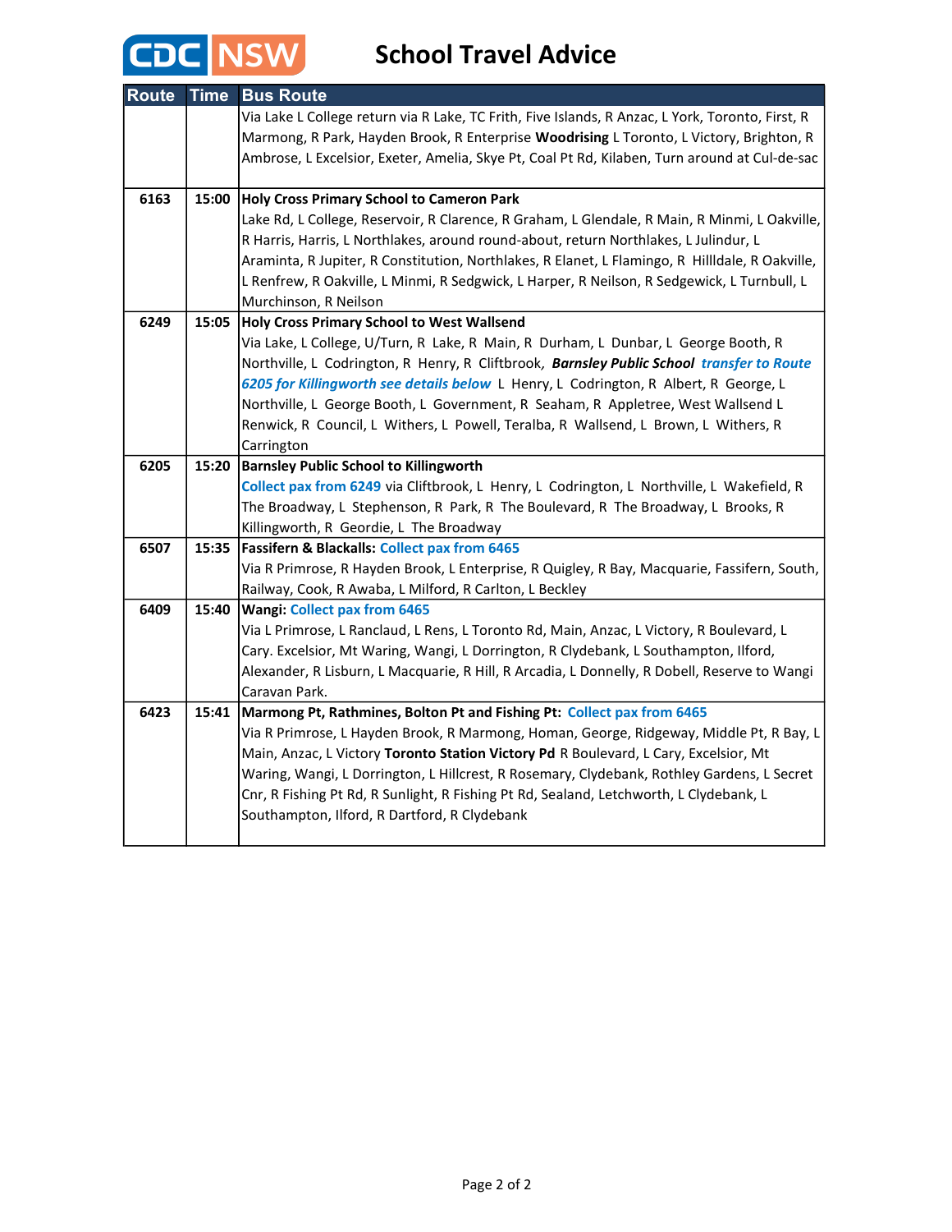# School Travel Advice

| Route | Time | Bus Route |
|---|---|---|
| | | Via Lake L College return via R Lake, TC Frith, Five Islands, R Anzac, L York, Toronto, First, R Marmong, R Park, Hayden Brook, R Enterprise **Woodrising** L Toronto, L Victory, Brighton, R Ambrose, L Excelsior, Exeter, Amelia, Skye Pt, Coal Pt Rd, Kilaben, Turn around at Cul-de-sac |
| 6163 | 15:00 | **Holy Cross Primary School to Cameron Park** Lake Rd, L College, Reservoir, R Clarence, R Graham, L Glendale, R Main, R Minmi, L Oakville, R Harris, Harris, L Northlakes, around round-about, return Northlakes, L Julindur, L Araminta, R Jupiter, R Constitution, Northlakes, R Elanet, L Flamingo, R Hillldale, R Oakville, L Renfrew, R Oakville, L Minmi, R Sedgwick, L Harper, R Neilson, R Sedgewick, L Turnbull, L Murchinson, R Neilson |
| 6249 | 15:05 | **Holy Cross Primary School to West Wallsend** Via Lake, L College, U/Turn, R Lake, R Main, R Durham, L Dunbar, L George Booth, R Northville, L Codrington, R Henry, R Cliftbrook, ***Barnsley Public School*** ***transfer to Route 6205 for Killingworth see details below*** L Henry, L Codrington, R Albert, R George, L Northville, L George Booth, L Government, R Seaham, R Appletree, West Wallsend L Renwick, R Council, L Withers, L Powell, Teralba, R Wallsend, L Brown, L Withers, R Carrington |
| 6205 | 15:20 | **Barnsley Public School to Killingworth** **Collect pax from 6249** via Cliftbrook, L Henry, L Codrington, L Northville, L Wakefield, R The Broadway, L Stephenson, R Park, R The Boulevard, R The Broadway, L Brooks, R Killingworth, R Geordie, L The Broadway |
| 6507 | 15:35 | **Fassifern & Blackalls: Collect pax from 6465** Via R Primrose, R Hayden Brook, L Enterprise, R Quigley, R Bay, Macquarie, Fassifern, South, Railway, Cook, R Awaba, L Milford, R Carlton, L Beckley |
| 6409 | 15:40 | **Wangi: Collect pax from 6465** Via L Primrose, L Ranclaud, L Rens, L Toronto Rd, Main, Anzac, L Victory, R Boulevard, L Cary. Excelsior, Mt Waring, Wangi, L Dorrington, R Clydebank, L Southampton, Ilford, Alexander, R Lisburn, L Macquarie, R Hill, R Arcadia, L Donnelly, R Dobell, Reserve to Wangi Caravan Park. |
| 6423 | 15:41 | **Marmong Pt, Rathmines, Bolton Pt and Fishing Pt: Collect pax from 6465** Via R Primrose, L Hayden Brook, R Marmong, Homan, George, Ridgeway, Middle Pt, R Bay, L Main, Anzac, L Victory **Toronto Station Victory Pd** R Boulevard, L Cary, Excelsior, Mt Waring, Wangi, L Dorrington, L Hillcrest, R Rosemary, Clydebank, Rothley Gardens, L Secret Cnr, R Fishing Pt Rd, R Sunlight, R Fishing Pt Rd, Sealand, Letchworth, L Clydebank, L Southampton, Ilford, R Dartford, R Clydebank |